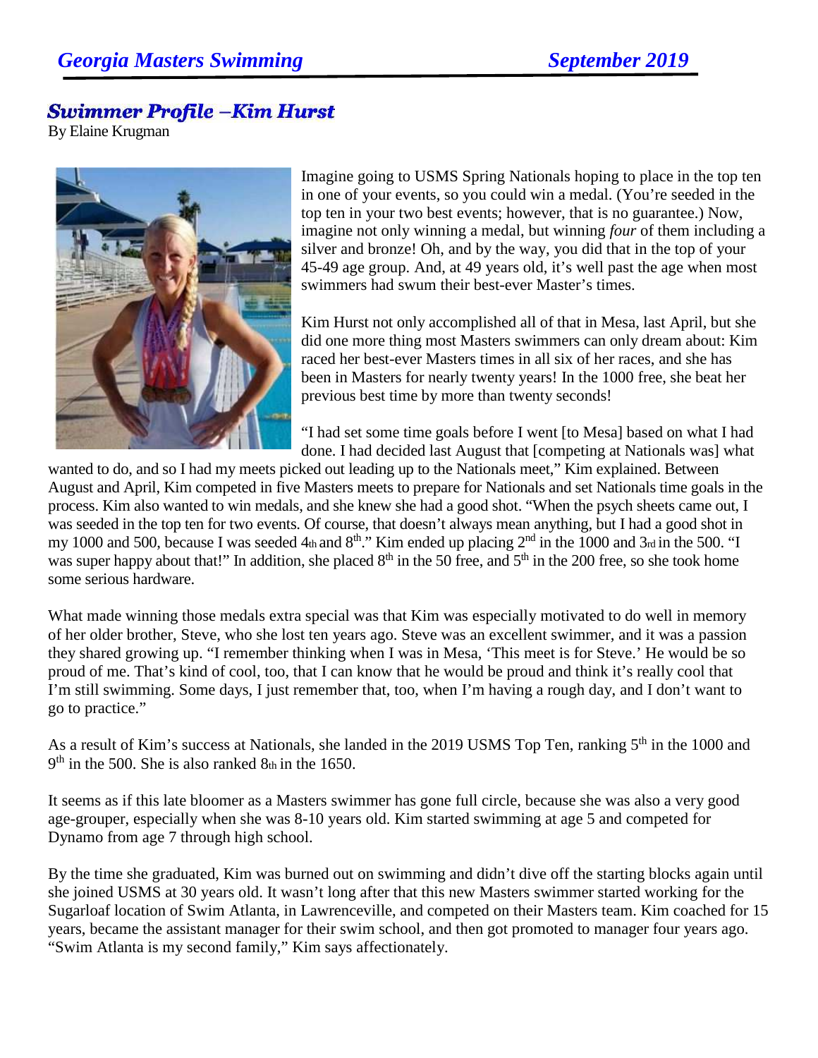## *Swimmer Profile –Kim Hurst*

By Elaine Krugman

Imagine going to USMS Spring Nationals hoping to place in the top ten in one of your events, so you could win a medal. (You're seeded in the top ten in your two best events; however, that is no guarantee.) Now, imagine not only winning a medal, but winning *four* of them including a silver and bronze! Oh, and by the way, you did that in the top of your 45-49 age group. And, at 49 years old, it's well past the age when most swimmers had swum their best-ever Master's times.

Kim Hurst not only accomplished all of that in Mesa, last April, but she did one more thing most Masters swimmers can only dream about: Kim raced her best-ever Masters times in all six of her races, and she has been in Masters for nearly twenty years! In the 1000 free, she beat her previous best time by more than twenty seconds!

"I had set some time goals before I went [to Mesa] based on what I had done. I had decided last August that [competing at Nationals was] what wanted to do, and so I had my meets picked out leading up to the Nationals meet," Kim explained. Between August and April, Kim competed in five Masters meets to prepare for Nationals and set Nationals time goals in the process. Kim also wanted to win medals, and she knew she had a good shot. "When the psych sheets came out, I was seeded in the top ten for two events. Of course, that doesn't always mean anything, but I had a good shot in my 1000 and 500, because I was seeded 4th and 8th." Kim ended up placing 2nd in the 1000 and 3rd in the 500. "I was super happy about that!" In addition, she placed 8th in the 50 free, and 5th in the 200 free, so she took home some serious hardware.

What made winning those medals extra special was that Kim was especially motivated to do well in memory of her older brother, Steve, who she lost ten years ago. Steve was an excellent swimmer, and it was a passion they shared growing up. "I remember thinking when I was in Mesa, 'This meet is for Steve.' He would be so proud of me. That's kind of cool, too, that I can know that he would be proud and think it's really cool that I'm still swimming. Some days, I just remember that, too, when I'm having a rough day, and I don't want to go to practice."

As a result of Kim's success at Nationals, she landed in the 2019 USMS Top Ten, ranking 5th in the 1000 and 9th in the 500. She is also ranked 8th in the 1650.

It seems as if this late bloomer as a Masters swimmer has gone full circle, because she was also a very good age-grouper, especially when she was 8-10 years old. Kim started swimming at age 5 and competed for Dynamo from age 7 through high school.

By the time she graduated, Kim was burned out on swimming and didn't dive off the starting blocks again until she joined USMS at 30 years old. It wasn't long after that this new Masters swimmer started working for the Sugarloaf location of Swim Atlanta, in Lawrenceville, and competed on their Masters team. Kim coached for 15 years, became the assistant manager for their swim school, and then got promoted to manager four years ago. "Swim Atlanta is my second family," Kim says affectionately.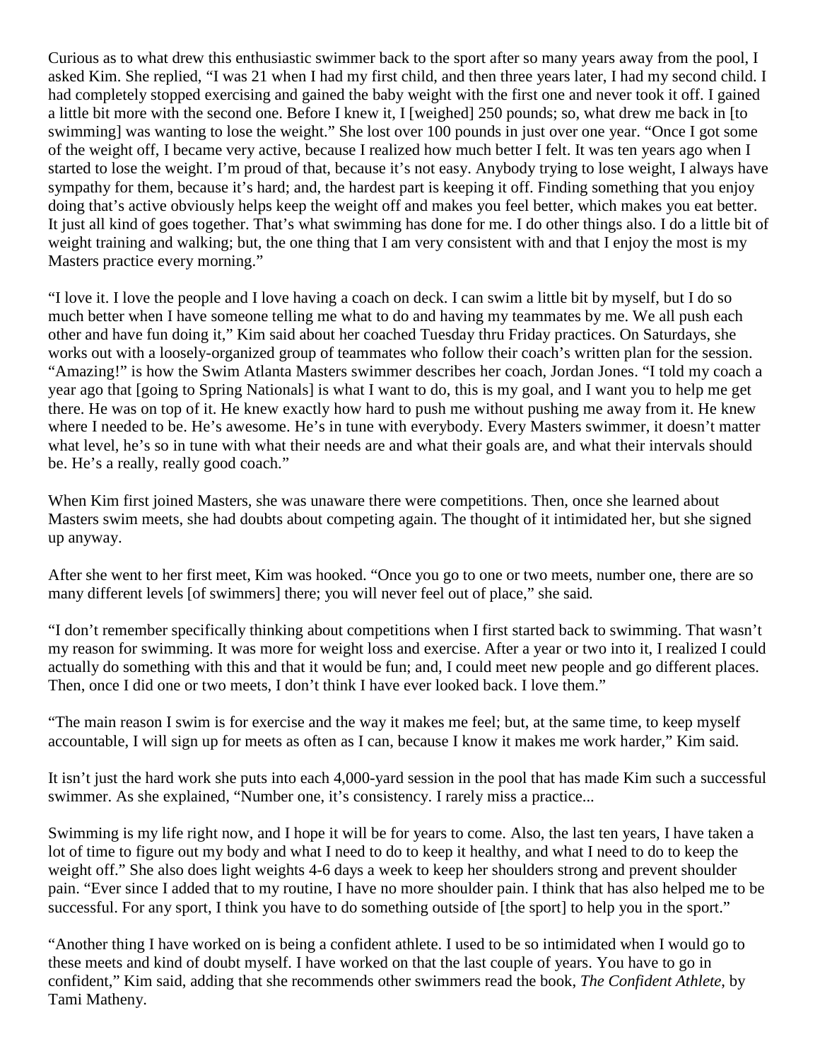Curious as to what drew this enthusiastic swimmer back to the sport after so many years away from the pool, I asked Kim. She replied, "I was 21 when I had my first child, and then three years later, I had my second child. I had completely stopped exercising and gained the baby weight with the first one and never took it off. I gained a little bit more with the second one. Before I knew it, I [weighed] 250 pounds; so, what drew me back in [to swimming] was wanting to lose the weight." She lost over 100 pounds in just over one year. "Once I got some of the weight off, I became very active, because I realized how much better I felt. It was ten years ago when I started to lose the weight. I'm proud of that, because it's not easy. Anybody trying to lose weight, I always have sympathy for them, because it's hard; and, the hardest part is keeping it off. Finding something that you enjoy doing that's active obviously helps keep the weight off and makes you feel better, which makes you eat better. It just all kind of goes together. That's what swimming has done for me. I do other things also. I do a little bit of weight training and walking; but, the one thing that I am very consistent with and that I enjoy the most is my Masters practice every morning."

"I love it. I love the people and I love having a coach on deck. I can swim a little bit by myself, but I do so much better when I have someone telling me what to do and having my teammates by me. We all push each other and have fun doing it," Kim said about her coached Tuesday thru Friday practices. On Saturdays, she works out with a loosely-organized group of teammates who follow their coach's written plan for the session. "Amazing!" is how the Swim Atlanta Masters swimmer describes her coach, Jordan Jones. "I told my coach a year ago that [going to Spring Nationals] is what I want to do, this is my goal, and I want you to help me get there. He was on top of it. He knew exactly how hard to push me without pushing me away from it. He knew where I needed to be. He's awesome. He's in tune with everybody. Every Masters swimmer, it doesn't matter what level, he's so in tune with what their needs are and what their goals are, and what their intervals should be. He's a really, really good coach."

When Kim first joined Masters, she was unaware there were competitions. Then, once she learned about Masters swim meets, she had doubts about competing again. The thought of it intimidated her, but she signed up anyway.

After she went to her first meet, Kim was hooked. "Once you go to one or two meets, number one, there are so many different levels [of swimmers] there; you will never feel out of place," she said.

"I don't remember specifically thinking about competitions when I first started back to swimming. That wasn't my reason for swimming. It was more for weight loss and exercise. After a year or two into it, I realized I could actually do something with this and that it would be fun; and, I could meet new people and go different places. Then, once I did one or two meets, I don't think I have ever looked back. I love them."

"The main reason I swim is for exercise and the way it makes me feel; but, at the same time, to keep myself accountable, I will sign up for meets as often as I can, because I know it makes me work harder," Kim said.

It isn't just the hard work she puts into each 4,000-yard session in the pool that has made Kim such a successful swimmer. As she explained, "Number one, it's consistency. I rarely miss a practice...

Swimming is my life right now, and I hope it will be for years to come. Also, the last ten years, I have taken a lot of time to figure out my body and what I need to do to keep it healthy, and what I need to do to keep the weight off." She also does light weights 4-6 days a week to keep her shoulders strong and prevent shoulder pain. "Ever since I added that to my routine, I have no more shoulder pain. I think that has also helped me to be successful. For any sport, I think you have to do something outside of [the sport] to help you in the sport."

"Another thing I have worked on is being a confident athlete. I used to be so intimidated when I would go to these meets and kind of doubt myself. I have worked on that the last couple of years. You have to go in confident," Kim said, adding that she recommends other swimmers read the book, *The Confident Athlete*, by Tami Matheny.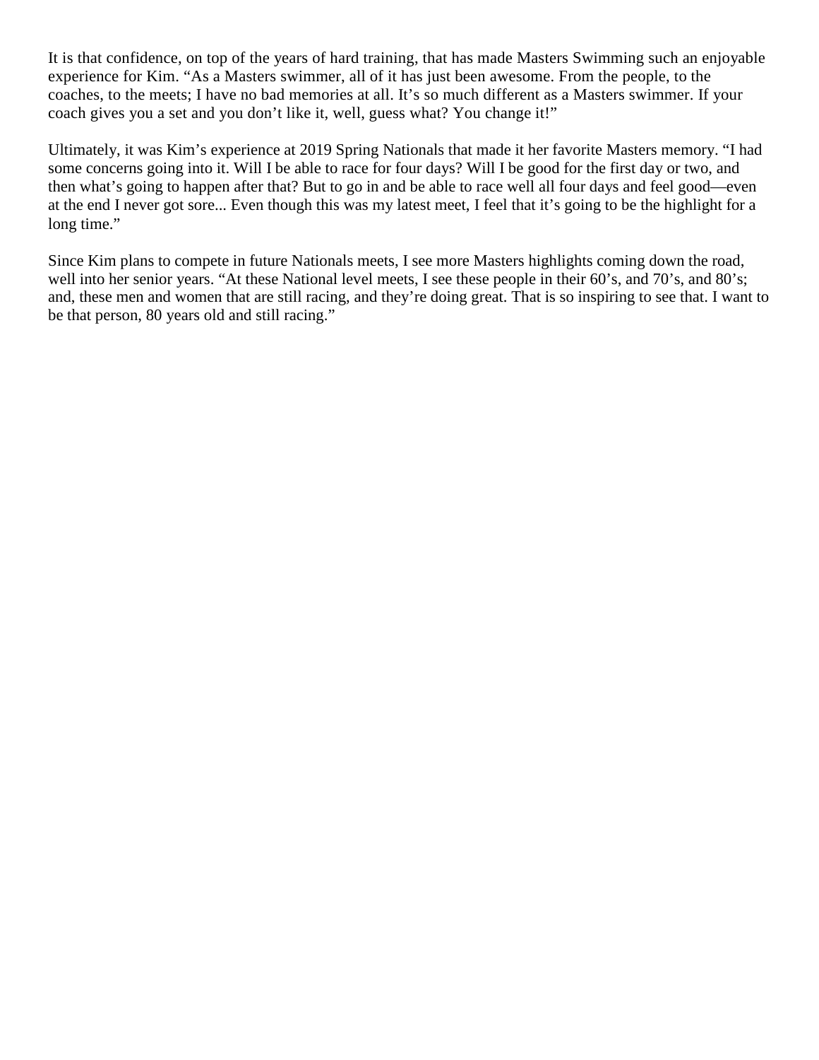It is that confidence, on top of the years of hard training, that has made Masters Swimming such an enjoyable experience for Kim. “As a Masters swimmer, all of it has just been awesome. From the people, to the coaches, to the meets; I have no bad memories at all. It’s so much different as a Masters swimmer. If your coach gives you a set and you don’t like it, well, guess what? You change it!”

Ultimately, it was Kim’s experience at 2019 Spring Nationals that made it her favorite Masters memory. “I had some concerns going into it. Will I be able to race for four days? Will I be good for the first day or two, and then what’s going to happen after that? But to go in and be able to race well all four days and feel good—even at the end I never got sore... Even though this was my latest meet, I feel that it’s going to be the highlight for a long time.”

Since Kim plans to compete in future Nationals meets, I see more Masters highlights coming down the road, well into her senior years. “At these National level meets, I see these people in their 60’s, and 70’s, and 80’s; and, these men and women that are still racing, and they’re doing great. That is so inspiring to see that. I want to be that person, 80 years old and still racing.”